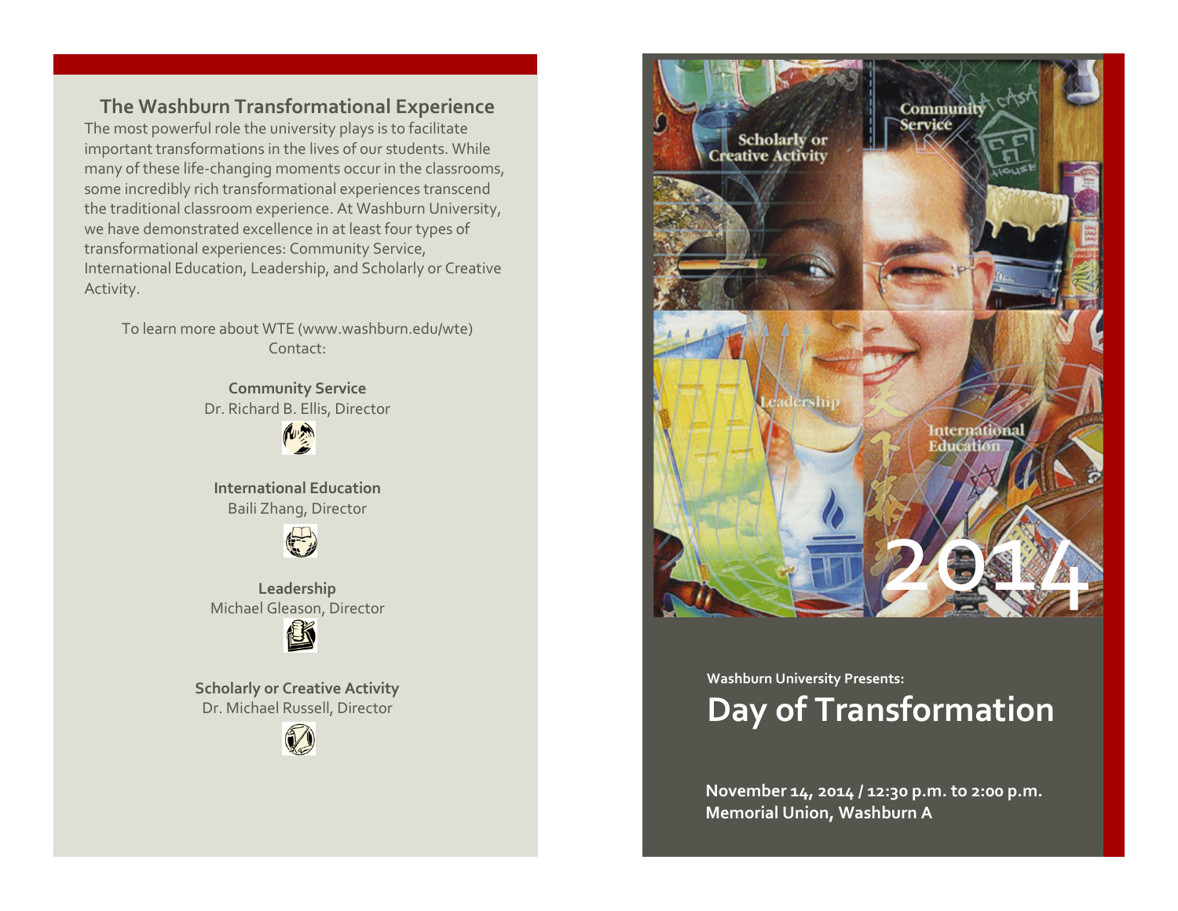## The Washburn Transformational Experience

The most powerful role the university plays is to facilitate important transformations in the lives of our students. While many of these life-changing moments occur in the classrooms, some incredibly rich transformational experiences transcend the traditional classroom experience. At Washburn University, we have demonstrated excellence in at least four types of transformational experiences: Community Service, International Education, Leadership, and Scholarly or Creative Activity.

To learn more about WTE (www.washburn.edu/wte)
Contact:

**Community Service**
Dr. Richard B. Ellis, Director

**International Education**
Baili Zhang, Director

**Leadership**
Michael Gleason, Director

**Scholarly or Creative Activity**
Dr. Michael Russell, Director

**Washburn University Presents:**

# Day of Transformation

2014

**November 14, 2014 / 12:30 p.m. to 2:00 p.m.**
**Memorial Union, Washburn A**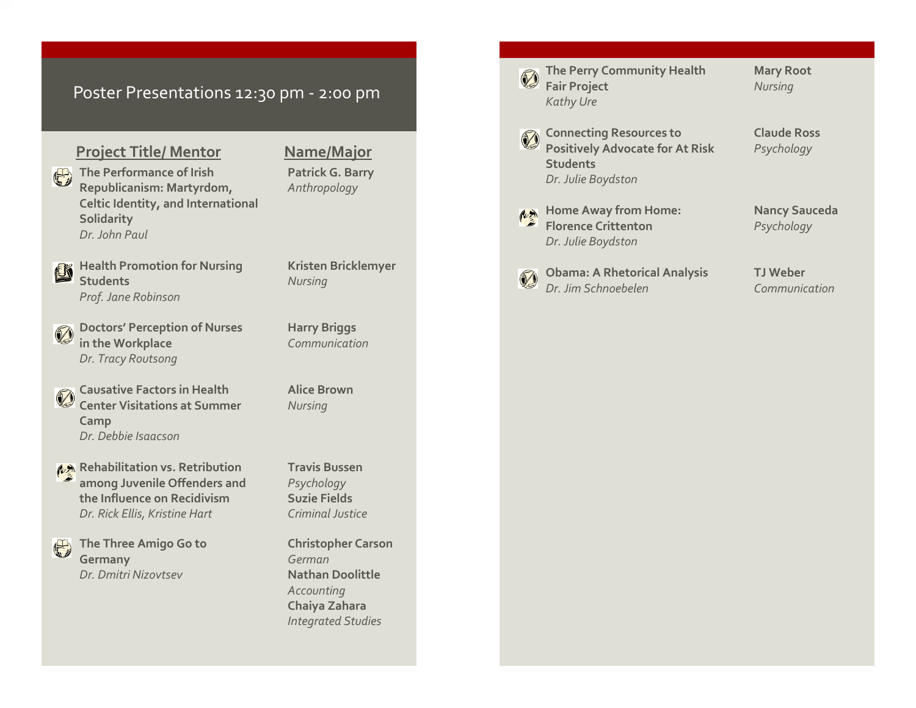## Poster Presentations 12:30 pm - 2:00 pm

| Project Title/ Mentor | Name/Major |
|---|---|
| **The Performance of Irish Republicanism: Martyrdom, Celtic Identity, and International Solidarity**<br>*Dr. John Paul* | **Patrick G. Barry**<br>*Anthropology* |
| **Health Promotion for Nursing Students**<br>*Prof. Jane Robinson* | **Kristen Bricklemyer**<br>*Nursing* |
| **Doctors' Perception of Nurses in the Workplace**<br>*Dr. Tracy Routsong* | **Harry Briggs**<br>*Communication* |
| **Causative Factors in Health Center Visitations at Summer Camp**<br>*Dr. Debbie Isaacson* | **Alice Brown**<br>*Nursing* |
| **Rehabilitation vs. Retribution among Juvenile Offenders and the Influence on Recidivism**<br>*Dr. Rick Ellis, Kristine Hart* | **Travis Bussen**<br>*Psychology*<br>**Suzie Fields**<br>*Criminal Justice* |
| **The Three Amigo Go to Germany**<br>*Dr. Dmitri Nizovtsev* | **Christopher Carson**<br>*German*<br>**Nathan Doolittle**<br>*Accounting*<br>**Chaiya Zahara**<br>*Integrated Studies* |
| **The Perry Community Health Fair Project**<br>*Kathy Ure* | **Mary Root**<br>*Nursing* |
| **Connecting Resources to Positively Advocate for At Risk Students**<br>*Dr. Julie Boydston* | **Claude Ross**<br>*Psychology* |
| **Home Away from Home: Florence Crittenton**<br>*Dr. Julie Boydston* | **Nancy Sauceda**<br>*Psychology* |
| **Obama: A Rhetorical Analysis**<br>*Dr. Jim Schnoebelen* | **TJ Weber**<br>*Communication* |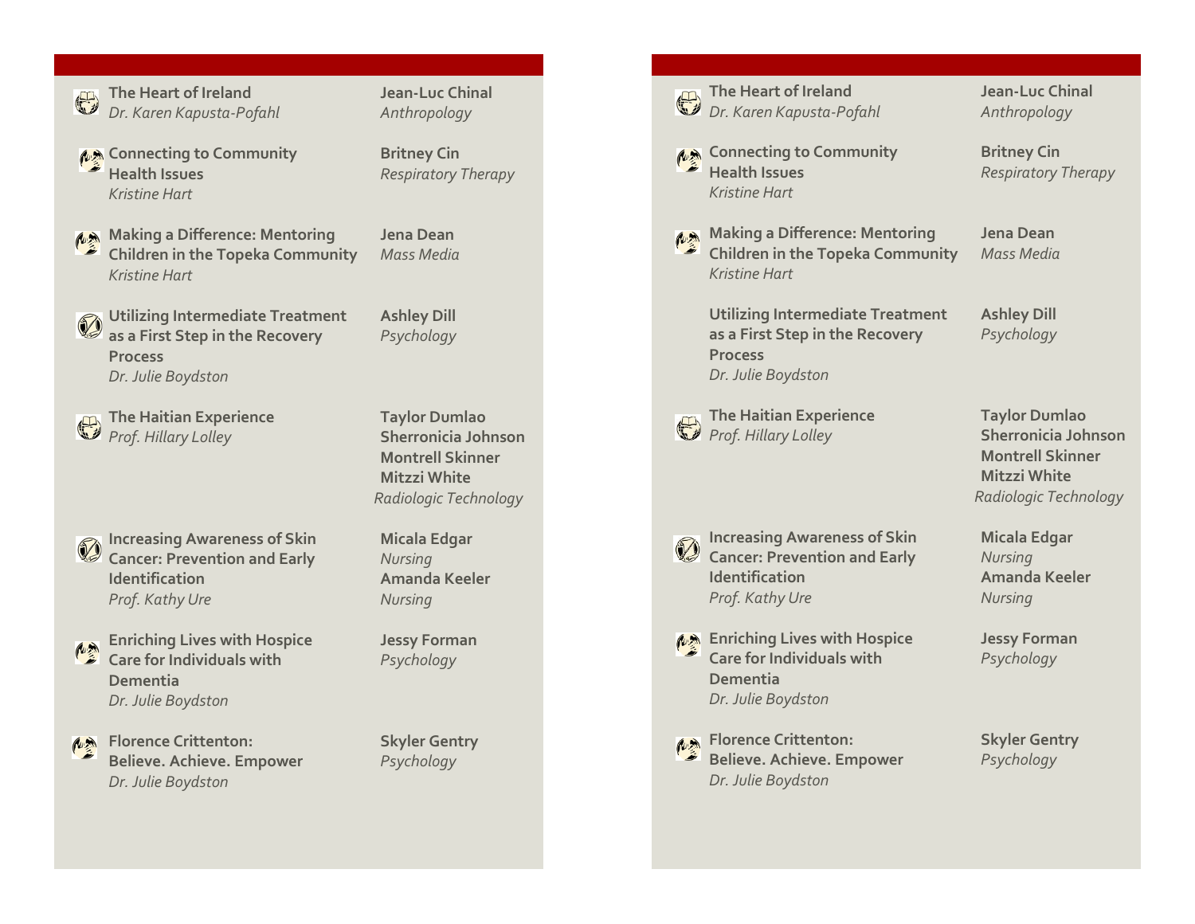| Project / Mentor | Student(s) / Program |
|---|---|
| **The Heart of Ireland**<br>*Dr. Karen Kapusta-Pofahl* | **Jean-Luc Chinal**<br>*Anthropology* |
| **Connecting to Community Health Issues**<br>*Kristine Hart* | **Britney Cin**<br>*Respiratory Therapy* |
| **Making a Difference: Mentoring Children in the Topeka Community**<br>*Kristine Hart* | **Jena Dean**<br>*Mass Media* |
| **Utilizing Intermediate Treatment as a First Step in the Recovery Process**<br>*Dr. Julie Boydston* | **Ashley Dill**<br>*Psychology* |
| **The Haitian Experience**<br>*Prof. Hillary Lolley* | **Taylor Dumlao**<br>**Sherronicia Johnson**<br>**Montrell Skinner**<br>**Mitzzi White**<br>*Radiologic Technology* |
| **Increasing Awareness of Skin Cancer: Prevention and Early Identification**<br>*Prof. Kathy Ure* | **Micala Edgar**<br>*Nursing*<br>**Amanda Keeler**<br>*Nursing* |
| **Enriching Lives with Hospice Care for Individuals with Dementia**<br>*Dr. Julie Boydston* | **Jessy Forman**<br>*Psychology* |
| **Florence Crittenton: Believe. Achieve. Empower**<br>*Dr. Julie Boydston* | **Skyler Gentry**<br>*Psychology* |

| Project / Mentor | Student(s) / Program |
|---|---|
| **The Heart of Ireland**<br>*Dr. Karen Kapusta-Pofahl* | **Jean-Luc Chinal**<br>*Anthropology* |
| **Connecting to Community Health Issues**<br>*Kristine Hart* | **Britney Cin**<br>*Respiratory Therapy* |
| **Making a Difference: Mentoring Children in the Topeka Community**<br>*Kristine Hart* | **Jena Dean**<br>*Mass Media* |
| **Utilizing Intermediate Treatment as a First Step in the Recovery Process**<br>*Dr. Julie Boydston* | **Ashley Dill**<br>*Psychology* |
| **The Haitian Experience**<br>*Prof. Hillary Lolley* | **Taylor Dumlao**<br>**Sherronicia Johnson**<br>**Montrell Skinner**<br>**Mitzzi White**<br>*Radiologic Technology* |
| **Increasing Awareness of Skin Cancer: Prevention and Early Identification**<br>*Prof. Kathy Ure* | **Micala Edgar**<br>*Nursing*<br>**Amanda Keeler**<br>*Nursing* |
| **Enriching Lives with Hospice Care for Individuals with Dementia**<br>*Dr. Julie Boydston* | **Jessy Forman**<br>*Psychology* |
| **Florence Crittenton: Believe. Achieve. Empower**<br>*Dr. Julie Boydston* | **Skyler Gentry**<br>*Psychology* |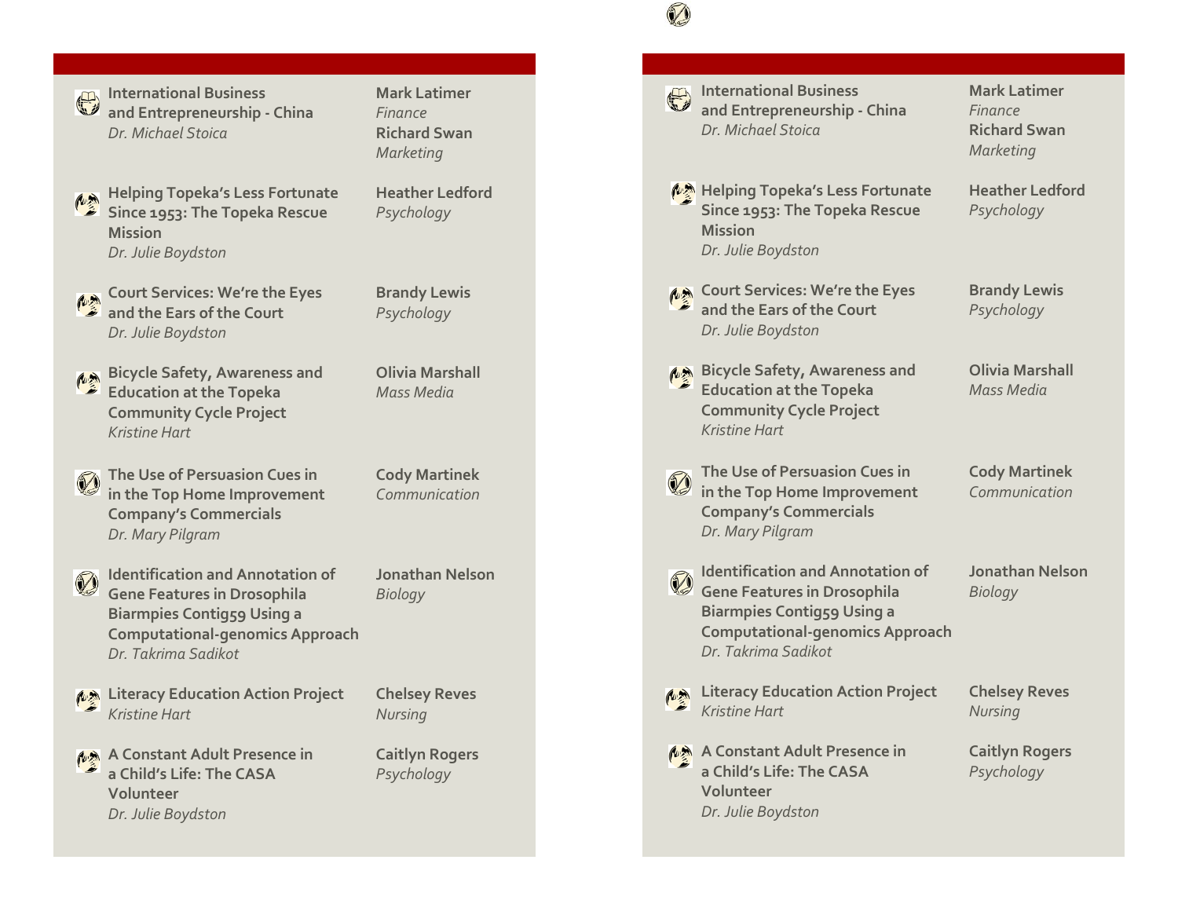**International Business and Entrepreneurship - China**
*Dr. Michael Stoica*

**Mark Latimer**
*Finance*
**Richard Swan**
*Marketing*

**Helping Topeka's Less Fortunate Since 1953: The Topeka Rescue Mission**
*Dr. Julie Boydston*

**Heather Ledford**
*Psychology*

**Court Services: We're the Eyes and the Ears of the Court**
*Dr. Julie Boydston*

**Brandy Lewis**
*Psychology*

**Bicycle Safety, Awareness and Education at the Topeka Community Cycle Project**
*Kristine Hart*

**Olivia Marshall**
*Mass Media*

**The Use of Persuasion Cues in in the Top Home Improvement Company's Commercials**
*Dr. Mary Pilgram*

**Cody Martinek**
*Communication*

**Identification and Annotation of Gene Features in Drosophila Biarmpies Contig59 Using a Computational-genomics Approach**
*Dr. Takrima Sadikot*

**Jonathan Nelson**
*Biology*

**Literacy Education Action Project**
*Kristine Hart*

**Chelsey Reves**
*Nursing*

**A Constant Adult Presence in a Child's Life: The CASA Volunteer**
*Dr. Julie Boydston*

**Caitlyn Rogers**
*Psychology*

**International Business and Entrepreneurship - China**
*Dr. Michael Stoica*

**Mark Latimer**
*Finance*
**Richard Swan**
*Marketing*

**Helping Topeka's Less Fortunate Since 1953: The Topeka Rescue Mission**
*Dr. Julie Boydston*

**Heather Ledford**
*Psychology*

**Court Services: We're the Eyes and the Ears of the Court**
*Dr. Julie Boydston*

**Brandy Lewis**
*Psychology*

**Bicycle Safety, Awareness and Education at the Topeka Community Cycle Project**
*Kristine Hart*

**Olivia Marshall**
*Mass Media*

**The Use of Persuasion Cues in in the Top Home Improvement Company's Commercials**
*Dr. Mary Pilgram*

**Cody Martinek**
*Communication*

**Identification and Annotation of Gene Features in Drosophila Biarmpies Contig59 Using a Computational-genomics Approach**
*Dr. Takrima Sadikot*

**Jonathan Nelson**
*Biology*

**Literacy Education Action Project**
*Kristine Hart*

**Chelsey Reves**
*Nursing*

**A Constant Adult Presence in a Child's Life: The CASA Volunteer**
*Dr. Julie Boydston*

**Caitlyn Rogers**
*Psychology*